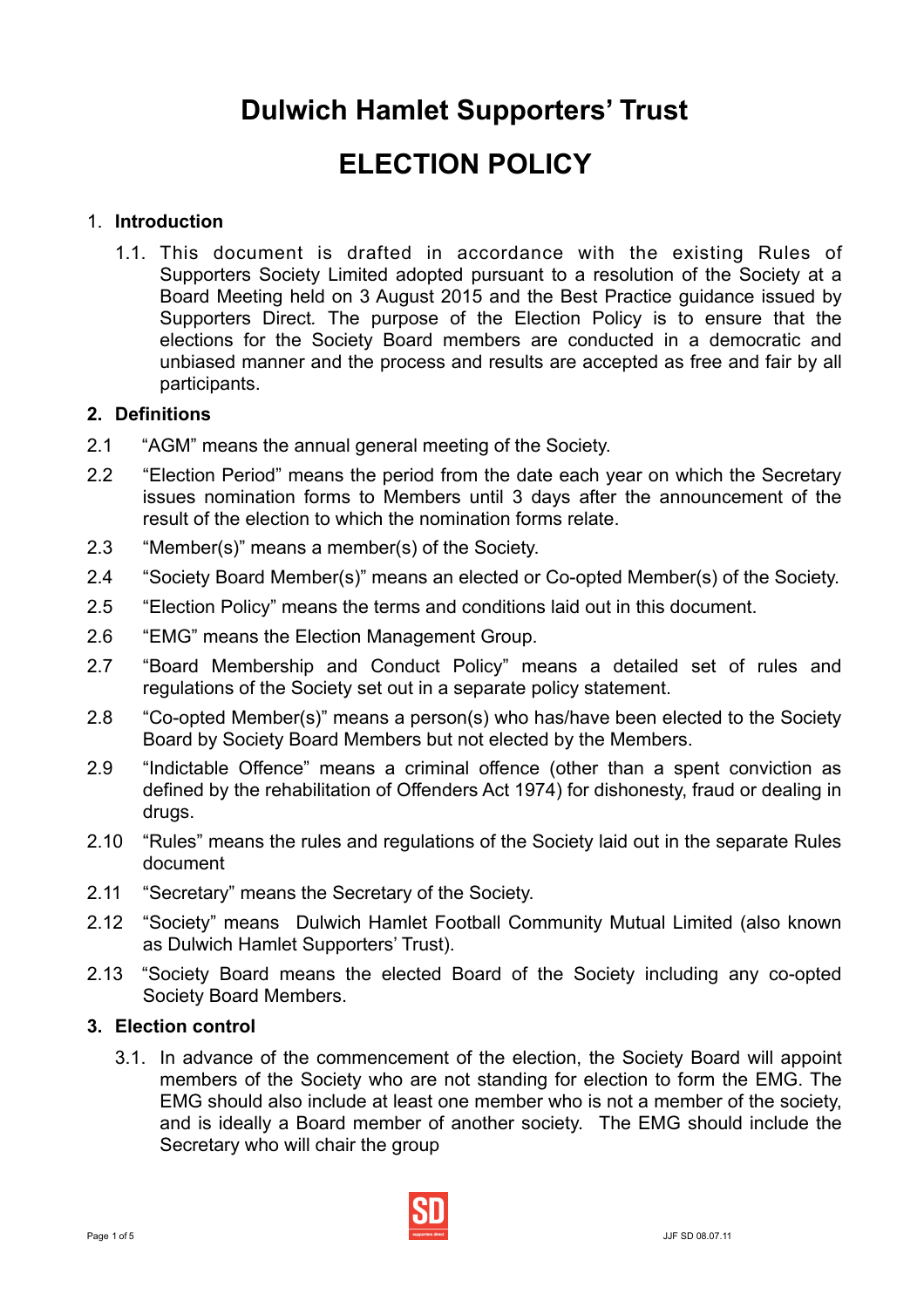# Dulwich Hamlet Supporters' Trust

# ELECTION POLICY

1. **Introduction**

    1.1. This document is drafted in accordance with the existing Rules of Supporters Society Limited adopted pursuant to a resolution of the Society at a Board Meeting held on 3 August 2015 and the Best Practice guidance issued by Supporters Direct. The purpose of the Election Policy is to ensure that the elections for the Society Board members are conducted in a democratic and unbiased manner and the process and results are accepted as free and fair by all participants.

**2. Definitions**

2.1 "AGM" means the annual general meeting of the Society.

2.2 "Election Period" means the period from the date each year on which the Secretary issues nomination forms to Members until 3 days after the announcement of the result of the election to which the nomination forms relate.

2.3 "Member(s)" means a member(s) of the Society.

2.4 "Society Board Member(s)" means an elected or Co-opted Member(s) of the Society.

2.5 "Election Policy" means the terms and conditions laid out in this document.

2.6 "EMG" means the Election Management Group.

2.7 "Board Membership and Conduct Policy" means a detailed set of rules and regulations of the Society set out in a separate policy statement.

2.8 "Co-opted Member(s)" means a person(s) who has/have been elected to the Society Board by Society Board Members but not elected by the Members.

2.9 "Indictable Offence" means a criminal offence (other than a spent conviction as defined by the rehabilitation of Offenders Act 1974) for dishonesty, fraud or dealing in drugs.

2.10 "Rules" means the rules and regulations of the Society laid out in the separate Rules document

2.11 "Secretary" means the Secretary of the Society.

2.12 "Society" means Dulwich Hamlet Football Community Mutual Limited (also known as Dulwich Hamlet Supporters' Trust).

2.13 "Society Board means the elected Board of the Society including any co-opted Society Board Members.

**3. Election control**

3.1. In advance of the commencement of the election, the Society Board will appoint members of the Society who are not standing for election to form the EMG. The EMG should also include at least one member who is not a member of the society, and is ideally a Board member of another society. The EMG should include the Secretary who will chair the group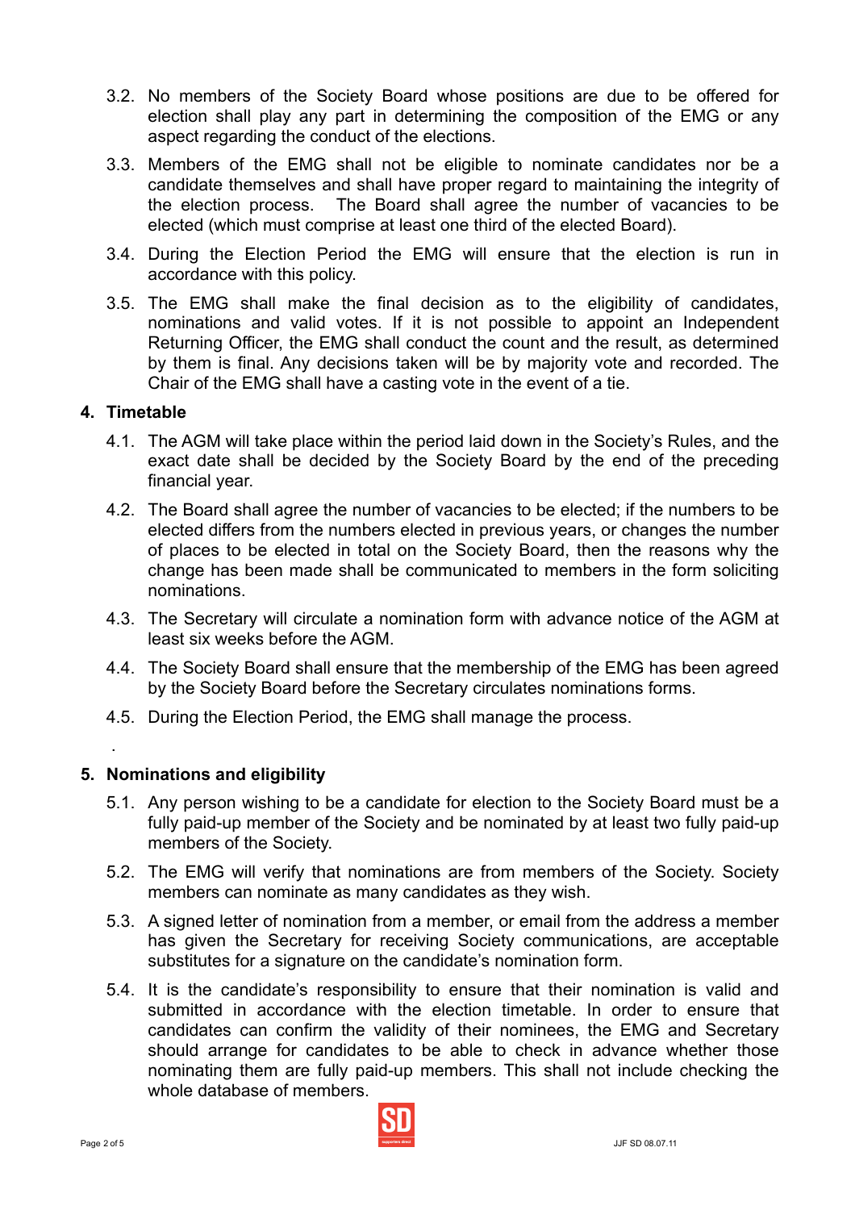3.2. No members of the Society Board whose positions are due to be offered for election shall play any part in determining the composition of the EMG or any aspect regarding the conduct of the elections.

3.3. Members of the EMG shall not be eligible to nominate candidates nor be a candidate themselves and shall have proper regard to maintaining the integrity of the election process. The Board shall agree the number of vacancies to be elected (which must comprise at least one third of the elected Board).

3.4. During the Election Period the EMG will ensure that the election is run in accordance with this policy.

3.5. The EMG shall make the final decision as to the eligibility of candidates, nominations and valid votes. If it is not possible to appoint an Independent Returning Officer, the EMG shall conduct the count and the result, as determined by them is final. Any decisions taken will be by majority vote and recorded. The Chair of the EMG shall have a casting vote in the event of a tie.

## 4. Timetable

4.1. The AGM will take place within the period laid down in the Society's Rules, and the exact date shall be decided by the Society Board by the end of the preceding financial year.

4.2. The Board shall agree the number of vacancies to be elected; if the numbers to be elected differs from the numbers elected in previous years, or changes the number of places to be elected in total on the Society Board, then the reasons why the change has been made shall be communicated to members in the form soliciting nominations.

4.3. The Secretary will circulate a nomination form with advance notice of the AGM at least six weeks before the AGM.

4.4. The Society Board shall ensure that the membership of the EMG has been agreed by the Society Board before the Secretary circulates nominations forms.

4.5. During the Election Period, the EMG shall manage the process.

.

## 5. Nominations and eligibility

5.1. Any person wishing to be a candidate for election to the Society Board must be a fully paid-up member of the Society and be nominated by at least two fully paid-up members of the Society.

5.2. The EMG will verify that nominations are from members of the Society. Society members can nominate as many candidates as they wish.

5.3. A signed letter of nomination from a member, or email from the address a member has given the Secretary for receiving Society communications, are acceptable substitutes for a signature on the candidate's nomination form.

5.4. It is the candidate's responsibility to ensure that their nomination is valid and submitted in accordance with the election timetable. In order to ensure that candidates can confirm the validity of their nominees, the EMG and Secretary should arrange for candidates to be able to check in advance whether those nominating them are fully paid-up members. This shall not include checking the whole database of members.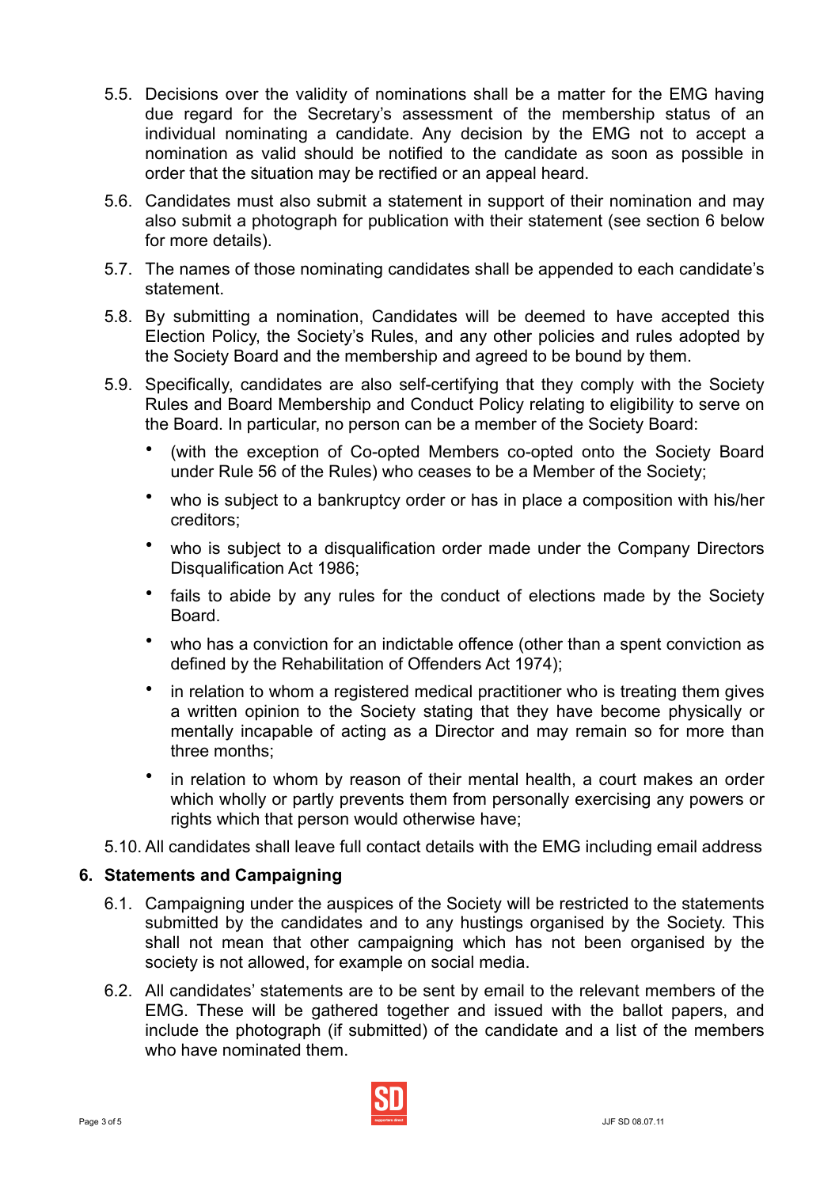5.5. Decisions over the validity of nominations shall be a matter for the EMG having due regard for the Secretary's assessment of the membership status of an individual nominating a candidate. Any decision by the EMG not to accept a nomination as valid should be notified to the candidate as soon as possible in order that the situation may be rectified or an appeal heard.

5.6. Candidates must also submit a statement in support of their nomination and may also submit a photograph for publication with their statement (see section 6 below for more details).

5.7. The names of those nominating candidates shall be appended to each candidate's statement.

5.8. By submitting a nomination, Candidates will be deemed to have accepted this Election Policy, the Society's Rules, and any other policies and rules adopted by the Society Board and the membership and agreed to be bound by them.

5.9. Specifically, candidates are also self-certifying that they comply with the Society Rules and Board Membership and Conduct Policy relating to eligibility to serve on the Board. In particular, no person can be a member of the Society Board:

- (with the exception of Co-opted Members co-opted onto the Society Board under Rule 56 of the Rules) who ceases to be a Member of the Society;
- who is subject to a bankruptcy order or has in place a composition with his/her creditors;
- who is subject to a disqualification order made under the Company Directors Disqualification Act 1986;
- fails to abide by any rules for the conduct of elections made by the Society Board.
- who has a conviction for an indictable offence (other than a spent conviction as defined by the Rehabilitation of Offenders Act 1974);
- in relation to whom a registered medical practitioner who is treating them gives a written opinion to the Society stating that they have become physically or mentally incapable of acting as a Director and may remain so for more than three months;
- in relation to whom by reason of their mental health, a court makes an order which wholly or partly prevents them from personally exercising any powers or rights which that person would otherwise have;

5.10. All candidates shall leave full contact details with the EMG including email address

## 6. Statements and Campaigning

6.1. Campaigning under the auspices of the Society will be restricted to the statements submitted by the candidates and to any hustings organised by the Society. This shall not mean that other campaigning which has not been organised by the society is not allowed, for example on social media.

6.2. All candidates' statements are to be sent by email to the relevant members of the EMG. These will be gathered together and issued with the ballot papers, and include the photograph (if submitted) of the candidate and a list of the members who have nominated them.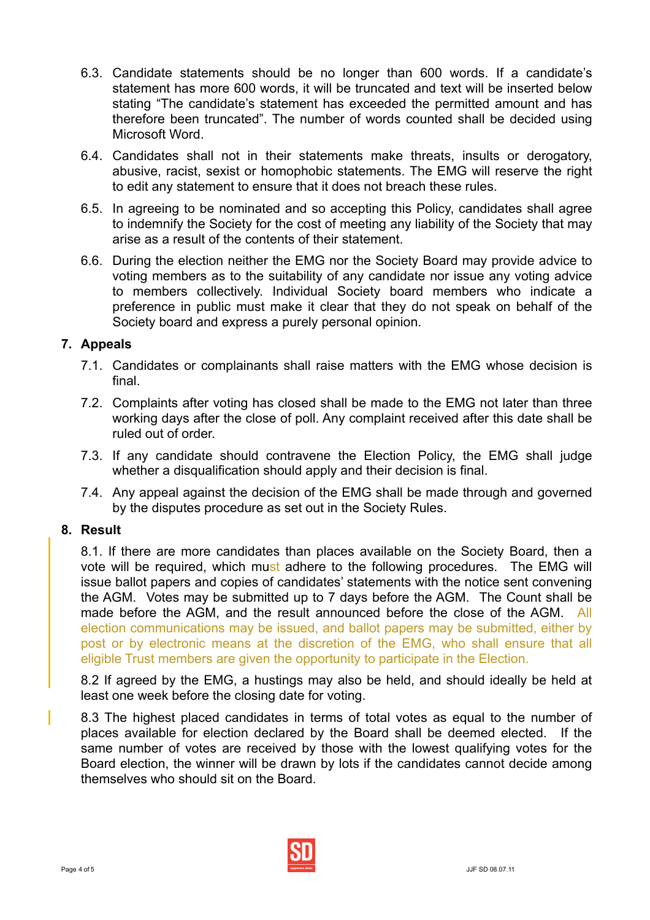6.3. Candidate statements should be no longer than 600 words. If a candidate's statement has more 600 words, it will be truncated and text will be inserted below stating "The candidate's statement has exceeded the permitted amount and has therefore been truncated". The number of words counted shall be decided using Microsoft Word.

6.4. Candidates shall not in their statements make threats, insults or derogatory, abusive, racist, sexist or homophobic statements. The EMG will reserve the right to edit any statement to ensure that it does not breach these rules.

6.5. In agreeing to be nominated and so accepting this Policy, candidates shall agree to indemnify the Society for the cost of meeting any liability of the Society that may arise as a result of the contents of their statement.

6.6. During the election neither the EMG nor the Society Board may provide advice to voting members as to the suitability of any candidate nor issue any voting advice to members collectively. Individual Society board members who indicate a preference in public must make it clear that they do not speak on behalf of the Society board and express a purely personal opinion.

## 7. Appeals

7.1. Candidates or complainants shall raise matters with the EMG whose decision is final.

7.2. Complaints after voting has closed shall be made to the EMG not later than three working days after the close of poll. Any complaint received after this date shall be ruled out of order.

7.3. If any candidate should contravene the Election Policy, the EMG shall judge whether a disqualification should apply and their decision is final.

7.4. Any appeal against the decision of the EMG shall be made through and governed by the disputes procedure as set out in the Society Rules.

## 8. Result

8.1. If there are more candidates than places available on the Society Board, then a vote will be required, which must adhere to the following procedures. The EMG will issue ballot papers and copies of candidates' statements with the notice sent convening the AGM. Votes may be submitted up to 7 days before the AGM. The Count shall be made before the AGM, and the result announced before the close of the AGM. All election communications may be issued, and ballot papers may be submitted, either by post or by electronic means at the discretion of the EMG, who shall ensure that all eligible Trust members are given the opportunity to participate in the Election.

8.2 If agreed by the EMG, a hustings may also be held, and should ideally be held at least one week before the closing date for voting.

8.3 The highest placed candidates in terms of total votes as equal to the number of places available for election declared by the Board shall be deemed elected. If the same number of votes are received by those with the lowest qualifying votes for the Board election, the winner will be drawn by lots if the candidates cannot decide among themselves who should sit on the Board.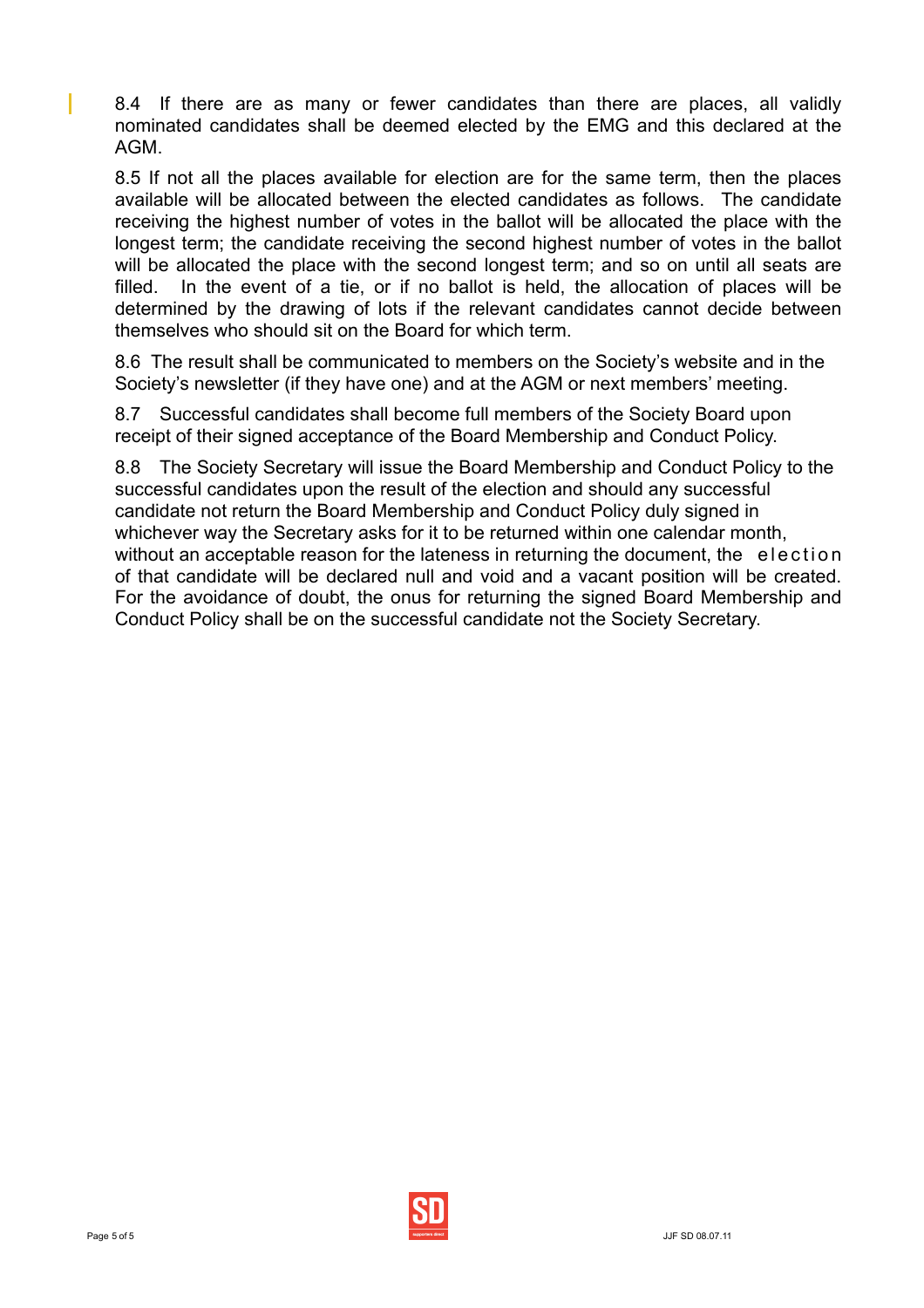8.4 If there are as many or fewer candidates than there are places, all validly nominated candidates shall be deemed elected by the EMG and this declared at the AGM.

8.5 If not all the places available for election are for the same term, then the places available will be allocated between the elected candidates as follows. The candidate receiving the highest number of votes in the ballot will be allocated the place with the longest term; the candidate receiving the second highest number of votes in the ballot will be allocated the place with the second longest term; and so on until all seats are filled. In the event of a tie, or if no ballot is held, the allocation of places will be determined by the drawing of lots if the relevant candidates cannot decide between themselves who should sit on the Board for which term.

8.6 The result shall be communicated to members on the Society's website and in the Society's newsletter (if they have one) and at the AGM or next members' meeting.

8.7 Successful candidates shall become full members of the Society Board upon receipt of their signed acceptance of the Board Membership and Conduct Policy.

8.8 The Society Secretary will issue the Board Membership and Conduct Policy to the successful candidates upon the result of the election and should any successful candidate not return the Board Membership and Conduct Policy duly signed in whichever way the Secretary asks for it to be returned within one calendar month, without an acceptable reason for the lateness in returning the document, the election of that candidate will be declared null and void and a vacant position will be created. For the avoidance of doubt, the onus for returning the signed Board Membership and Conduct Policy shall be on the successful candidate not the Society Secretary.